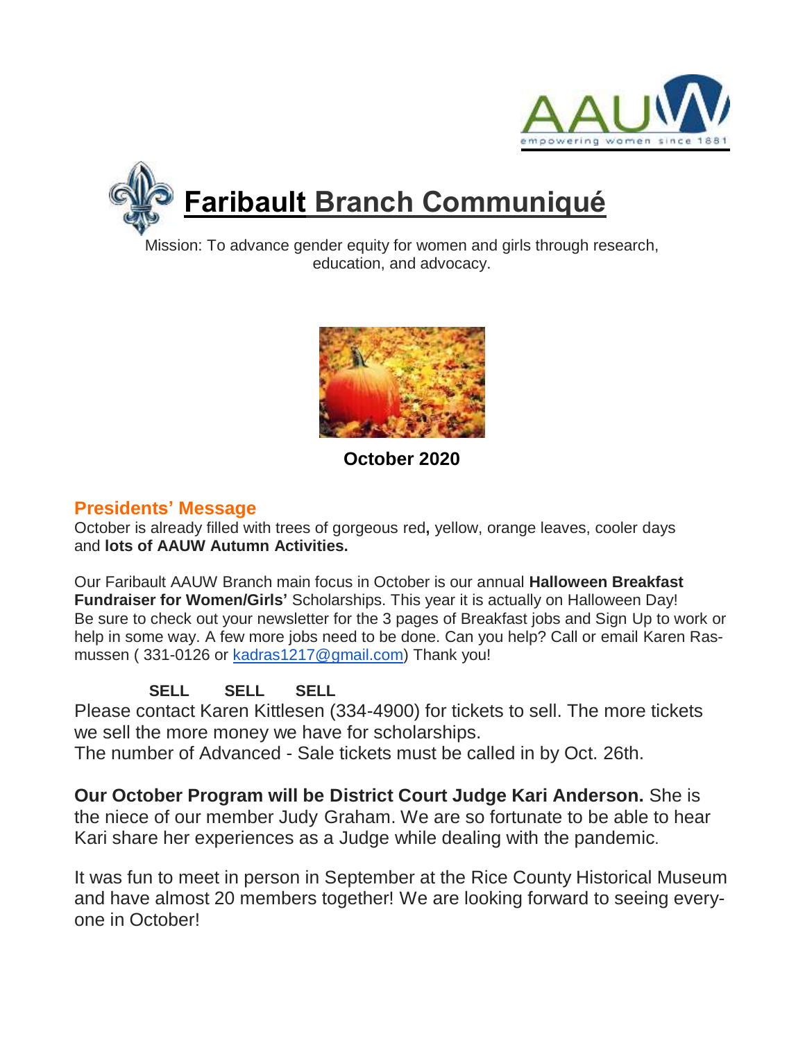# Faribault Branch Communiqué

Mission: To advance gender equity for women and girls through research, education, and advocacy.

**October 2020**

## Presidents' Message

October is already filled with trees of gorgeous red**,** yellow, orange leaves, cooler days and **lots of AAUW Autumn Activities.**

Our Faribault AAUW Branch main focus in October is our annual **Halloween Breakfast Fundraiser for Women/Girls'** Scholarships. This year it is actually on Halloween Day! Be sure to check out your newsletter for the 3 pages of Breakfast jobs and Sign Up to work or help in some way. A few more jobs need to be done. Can you help? Call or email Karen Rasmussen ( 331-0126 or kadras1217@gmail.com) Thank you!

**SELL SELL SELL**

Please contact Karen Kittlesen (334-4900) for tickets to sell. The more tickets we sell the more money we have for scholarships.
The number of Advanced - Sale tickets must be called in by Oct. 26th.

**Our October Program will be District Court Judge Kari Anderson.** She is the niece of our member Judy Graham. We are so fortunate to be able to hear Kari share her experiences as a Judge while dealing with the pandemic.

It was fun to meet in person in September at the Rice County Historical Museum and have almost 20 members together! We are looking forward to seeing everyone in October!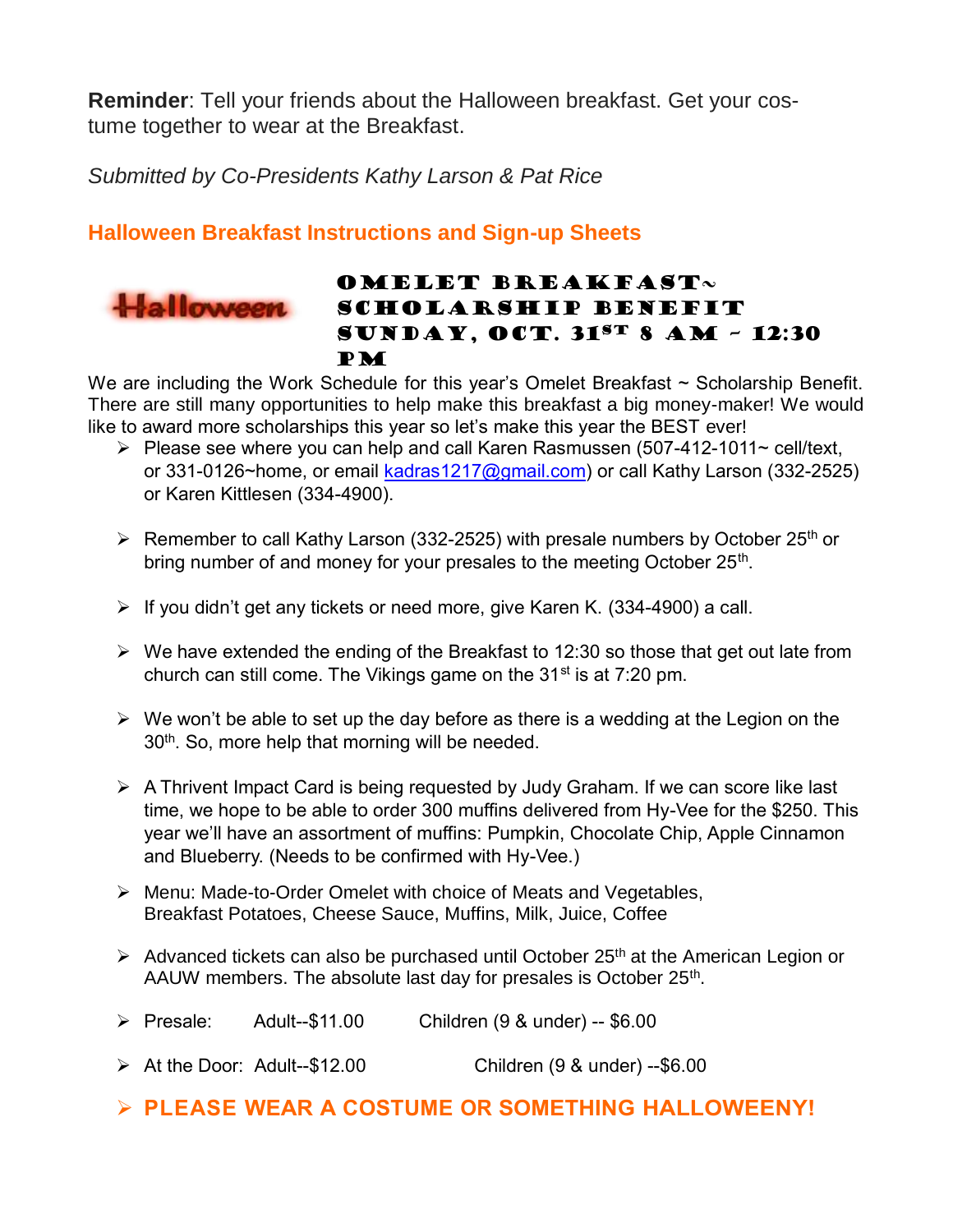**Reminder**: Tell your friends about the Halloween breakfast. Get your costume together to wear at the Breakfast.

*Submitted by Co-Presidents Kathy Larson & Pat Rice*

## Halloween Breakfast Instructions and Sign-up Sheets

Halloween

### OMELET BREAKFAST~ SCHOLARSHIP BENEFIT SUNDAY, OCT. 31ST 8 AM – 12:30 PM

We are including the Work Schedule for this year's Omelet Breakfast ~ Scholarship Benefit. There are still many opportunities to help make this breakfast a big money-maker! We would like to award more scholarships this year so let's make this year the BEST ever!

- Please see where you can help and call Karen Rasmussen (507-412-1011~ cell/text, or 331-0126~home, or email kadras1217@gmail.com) or call Kathy Larson (332-2525) or Karen Kittlesen (334-4900).
- Remember to call Kathy Larson (332-2525) with presale numbers by October 25th or bring number of and money for your presales to the meeting October 25th.
- If you didn't get any tickets or need more, give Karen K. (334-4900) a call.
- We have extended the ending of the Breakfast to 12:30 so those that get out late from church can still come. The Vikings game on the 31st is at 7:20 pm.
- We won't be able to set up the day before as there is a wedding at the Legion on the 30th. So, more help that morning will be needed.
- A Thrivent Impact Card is being requested by Judy Graham. If we can score like last time, we hope to be able to order 300 muffins delivered from Hy-Vee for the $250. This year we'll have an assortment of muffins: Pumpkin, Chocolate Chip, Apple Cinnamon and Blueberry. (Needs to be confirmed with Hy-Vee.)
- Menu: Made-to-Order Omelet with choice of Meats and Vegetables, Breakfast Potatoes, Cheese Sauce, Muffins, Milk, Juice, Coffee
- Advanced tickets can also be purchased until October 25th at the American Legion or AAUW members. The absolute last day for presales is October 25th.
- Presale: Adult--$11.00 Children (9 & under) -- $6.00
- At the Door: Adult--$12.00 Children (9 & under) --$6.00
- **PLEASE WEAR A COSTUME OR SOMETHING HALLOWEENY!**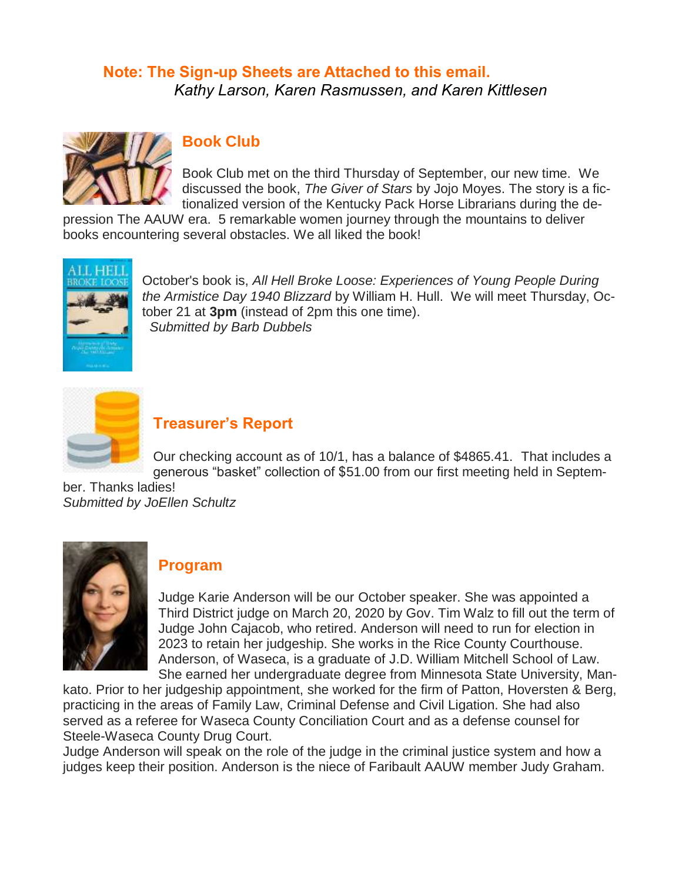**Note: The Sign-up Sheets are Attached to this email.**
*Kathy Larson, Karen Rasmussen, and Karen Kittlesen*

## Book Club

Book Club met on the third Thursday of September, our new time. We discussed the book, *The Giver of Stars* by Jojo Moyes. The story is a fictionalized version of the Kentucky Pack Horse Librarians during the depression The AAUW era. 5 remarkable women journey through the mountains to deliver books encountering several obstacles. We all liked the book!

October's book is, *All Hell Broke Loose: Experiences of Young People During the Armistice Day 1940 Blizzard* by William H. Hull. We will meet Thursday, October 21 at **3pm** (instead of 2pm this one time).
*Submitted by Barb Dubbels*

## Treasurer's Report

Our checking account as of 10/1, has a balance of $4865.41. That includes a generous "basket" collection of $51.00 from our first meeting held in September. Thanks ladies!
*Submitted by JoEllen Schultz*

## Program

Judge Karie Anderson will be our October speaker. She was appointed a Third District judge on March 20, 2020 by Gov. Tim Walz to fill out the term of Judge John Cajacob, who retired. Anderson will need to run for election in 2023 to retain her judgeship. She works in the Rice County Courthouse. Anderson, of Waseca, is a graduate of J.D. William Mitchell School of Law. She earned her undergraduate degree from Minnesota State University, Mankato. Prior to her judgeship appointment, she worked for the firm of Patton, Hoversten & Berg, practicing in the areas of Family Law, Criminal Defense and Civil Ligation. She had also served as a referee for Waseca County Conciliation Court and as a defense counsel for Steele-Waseca County Drug Court.
Judge Anderson will speak on the role of the judge in the criminal justice system and how a judges keep their position. Anderson is the niece of Faribault AAUW member Judy Graham.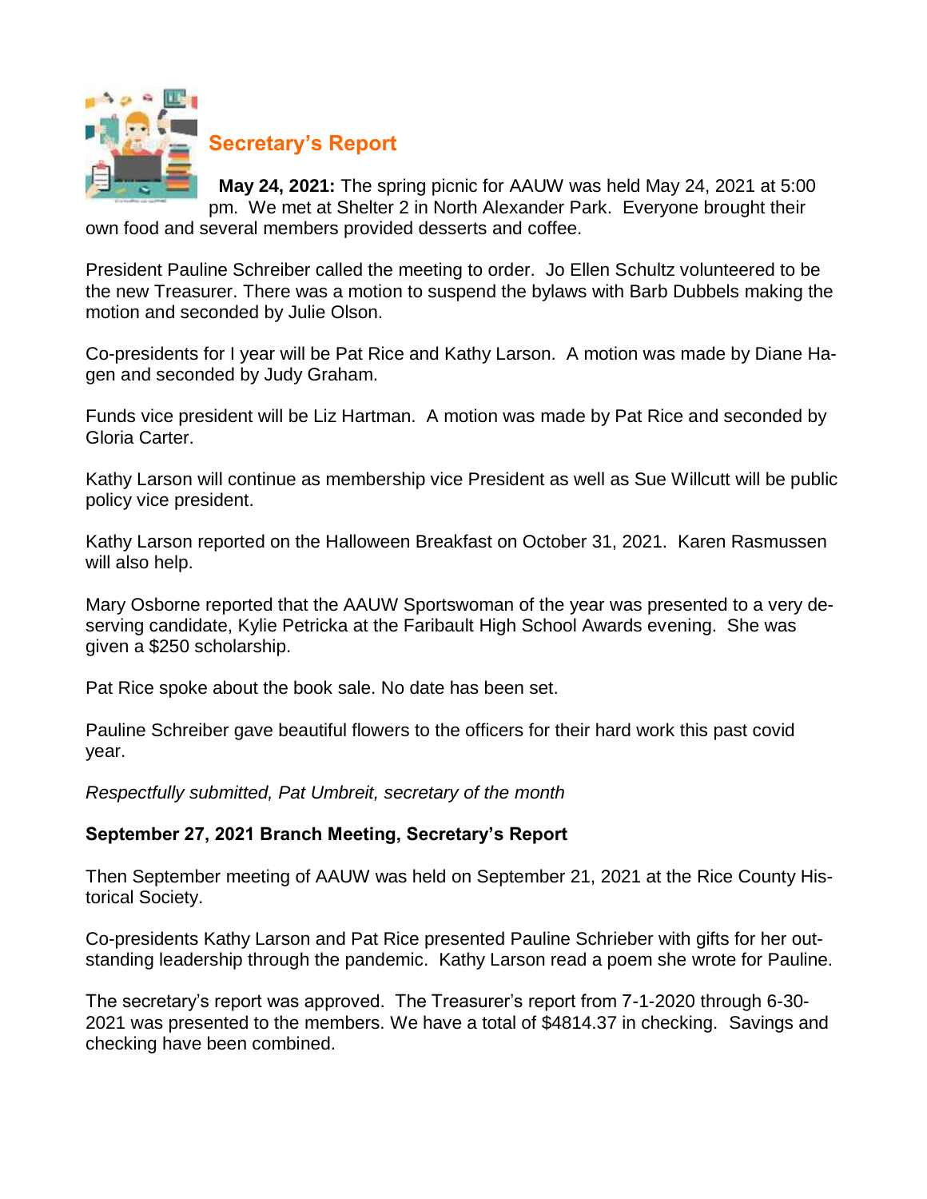## Secretary's Report

**May 24, 2021:** The spring picnic for AAUW was held May 24, 2021 at 5:00 pm. We met at Shelter 2 in North Alexander Park. Everyone brought their own food and several members provided desserts and coffee.

President Pauline Schreiber called the meeting to order. Jo Ellen Schultz volunteered to be the new Treasurer. There was a motion to suspend the bylaws with Barb Dubbels making the motion and seconded by Julie Olson.

Co-presidents for I year will be Pat Rice and Kathy Larson. A motion was made by Diane Hagen and seconded by Judy Graham.

Funds vice president will be Liz Hartman. A motion was made by Pat Rice and seconded by Gloria Carter.

Kathy Larson will continue as membership vice President as well as Sue Willcutt will be public policy vice president.

Kathy Larson reported on the Halloween Breakfast on October 31, 2021. Karen Rasmussen will also help.

Mary Osborne reported that the AAUW Sportswoman of the year was presented to a very deserving candidate, Kylie Petricka at the Faribault High School Awards evening. She was given a $250 scholarship.

Pat Rice spoke about the book sale. No date has been set.

Pauline Schreiber gave beautiful flowers to the officers for their hard work this past covid year.

*Respectfully submitted, Pat Umbreit, secretary of the month*

**September 27, 2021 Branch Meeting, Secretary's Report**

Then September meeting of AAUW was held on September 21, 2021 at the Rice County Historical Society.

Co-presidents Kathy Larson and Pat Rice presented Pauline Schrieber with gifts for her outstanding leadership through the pandemic. Kathy Larson read a poem she wrote for Pauline.

The secretary's report was approved. The Treasurer's report from 7-1-2020 through 6-30-2021 was presented to the members. We have a total of $4814.37 in checking. Savings and checking have been combined.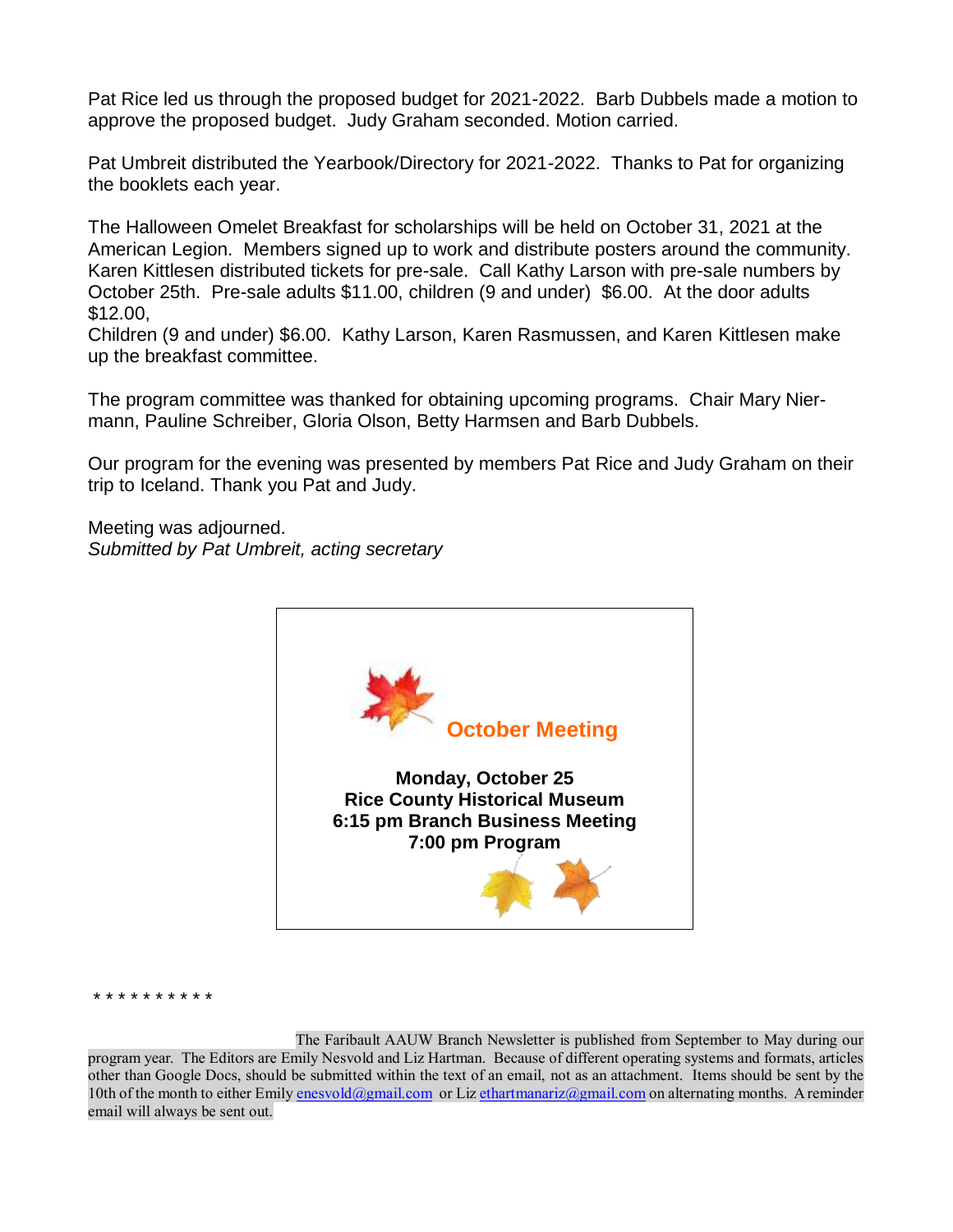Pat Rice led us through the proposed budget for 2021-2022. Barb Dubbels made a motion to approve the proposed budget. Judy Graham seconded. Motion carried.

Pat Umbreit distributed the Yearbook/Directory for 2021-2022. Thanks to Pat for organizing the booklets each year.

The Halloween Omelet Breakfast for scholarships will be held on October 31, 2021 at the American Legion. Members signed up to work and distribute posters around the community. Karen Kittlesen distributed tickets for pre-sale. Call Kathy Larson with pre-sale numbers by October 25th. Pre-sale adults $11.00, children (9 and under) $6.00. At the door adults $12.00,
Children (9 and under) $6.00. Kathy Larson, Karen Rasmussen, and Karen Kittlesen make up the breakfast committee.

The program committee was thanked for obtaining upcoming programs. Chair Mary Niermann, Pauline Schreiber, Gloria Olson, Betty Harmsen and Barb Dubbels.

Our program for the evening was presented by members Pat Rice and Judy Graham on their trip to Iceland. Thank you Pat and Judy.

Meeting was adjourned.
*Submitted by Pat Umbreit, acting secretary*

## October Meeting

**Monday, October 25**
**Rice County Historical Museum**
**6:15 pm Branch Business Meeting**
**7:00 pm Program**

* * * * * * * * * *

The Faribault AAUW Branch Newsletter is published from September to May during our program year. The Editors are Emily Nesvold and Liz Hartman. Because of different operating systems and formats, articles other than Google Docs, should be submitted within the text of an email, not as an attachment. Items should be sent by the 10th of the month to either Emily enesvold@gmail.com or Liz ethartmanariz@gmail.com on alternating months. A reminder email will always be sent out.